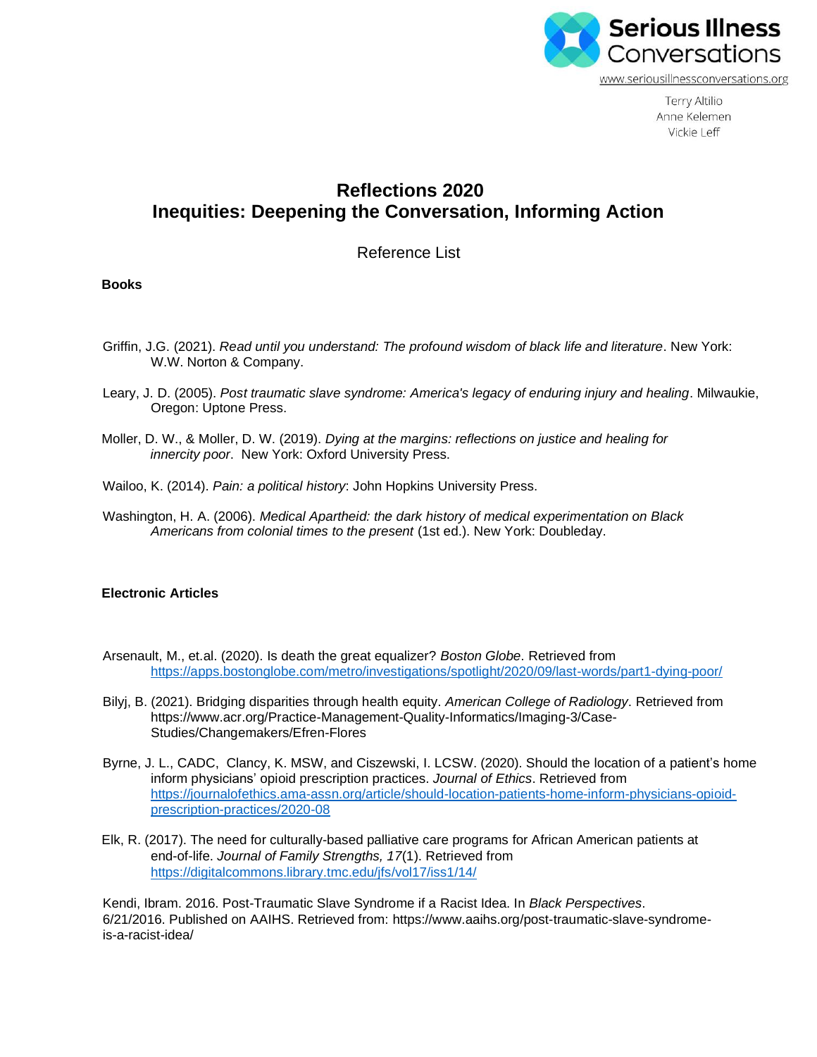Serious Illness Conversations

www.seriousillnessconversations.org

Terry Altilio
Anne Kelemen
Vickie Leff

# Reflections 2020
# Inequities: Deepening the Conversation, Informing Action

Reference List

## Books

Griffin, J.G. (2021). *Read until you understand: The profound wisdom of black life and literature*. New York: W.W. Norton & Company.

Leary, J. D. (2005). *Post traumatic slave syndrome: America's legacy of enduring injury and healing*. Milwaukie, Oregon: Uptone Press.

Moller, D. W., & Moller, D. W. (2019). *Dying at the margins: reflections on justice and healing for innercity poor*. New York: Oxford University Press.

Wailoo, K. (2014). *Pain: a political history*: John Hopkins University Press.

Washington, H. A. (2006). *Medical Apartheid: the dark history of medical experimentation on Black Americans from colonial times to the present* (1st ed.). New York: Doubleday.

## Electronic Articles

Arsenault, M., et.al. (2020). Is death the great equalizer? *Boston Globe*. Retrieved from https://apps.bostonglobe.com/metro/investigations/spotlight/2020/09/last-words/part1-dying-poor/

Bilyj, B. (2021). Bridging disparities through health equity. *American College of Radiology*. Retrieved from https://www.acr.org/Practice-Management-Quality-Informatics/Imaging-3/Case-Studies/Changemakers/Efren-Flores

Byrne, J. L., CADC, Clancy, K. MSW, and Ciszewski, I. LCSW. (2020). Should the location of a patient's home inform physicians' opioid prescription practices. *Journal of Ethics*. Retrieved from https://journalofethics.ama-assn.org/article/should-location-patients-home-inform-physicians-opioid-prescription-practices/2020-08

Elk, R. (2017). The need for culturally-based palliative care programs for African American patients at end-of-life. *Journal of Family Strengths, 17*(1). Retrieved from https://digitalcommons.library.tmc.edu/jfs/vol17/iss1/14/

Kendi, Ibram. 2016. Post-Traumatic Slave Syndrome if a Racist Idea. In *Black Perspectives*. 6/21/2016. Published on AAIHS. Retrieved from: https://www.aaihs.org/post-traumatic-slave-syndrome-is-a-racist-idea/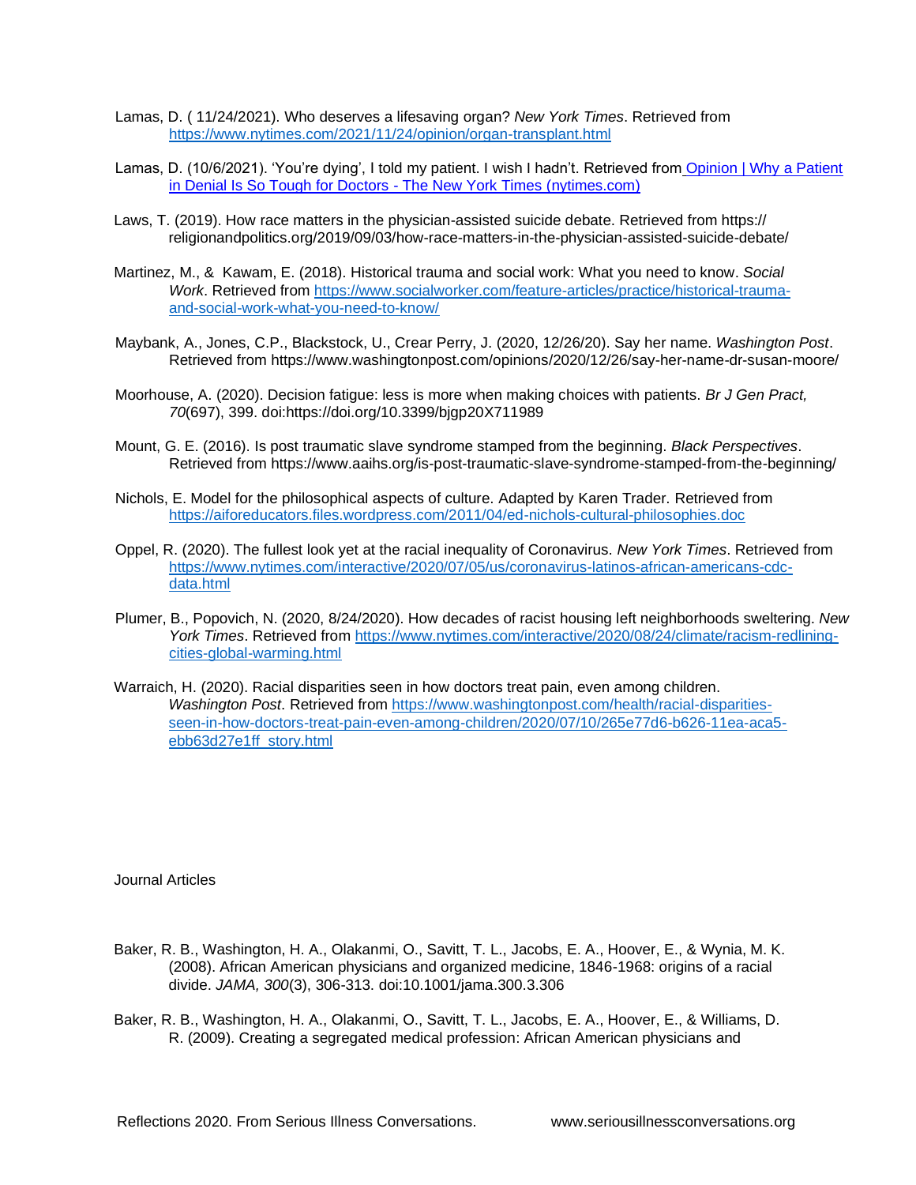Lamas, D. ( 11/24/2021). Who deserves a lifesaving organ? *New York Times*. Retrieved from https://www.nytimes.com/2021/11/24/opinion/organ-transplant.html

Lamas, D. (10/6/2021). 'You're dying', I told my patient. I wish I hadn't. Retrieved from Opinion | Why a Patient in Denial Is So Tough for Doctors - The New York Times (nytimes.com)

Laws, T. (2019). How race matters in the physician-assisted suicide debate. Retrieved from https:// religionandpolitics.org/2019/09/03/how-race-matters-in-the-physician-assisted-suicide-debate/

Martinez, M., & Kawam, E. (2018). Historical trauma and social work: What you need to know. *Social Work*. Retrieved from https://www.socialworker.com/feature-articles/practice/historical-trauma-and-social-work-what-you-need-to-know/

Maybank, A., Jones, C.P., Blackstock, U., Crear Perry, J. (2020, 12/26/20). Say her name. *Washington Post*. Retrieved from https://www.washingtonpost.com/opinions/2020/12/26/say-her-name-dr-susan-moore/

Moorhouse, A. (2020). Decision fatigue: less is more when making choices with patients. *Br J Gen Pract, 70*(697), 399. doi:https://doi.org/10.3399/bjgp20X711989

Mount, G. E. (2016). Is post traumatic slave syndrome stamped from the beginning. *Black Perspectives*. Retrieved from https://www.aaihs.org/is-post-traumatic-slave-syndrome-stamped-from-the-beginning/

Nichols, E. Model for the philosophical aspects of culture. Adapted by Karen Trader. Retrieved from https://aiforeducators.files.wordpress.com/2011/04/ed-nichols-cultural-philosophies.doc

Oppel, R. (2020). The fullest look yet at the racial inequality of Coronavirus. *New York Times*. Retrieved from https://www.nytimes.com/interactive/2020/07/05/us/coronavirus-latinos-african-americans-cdc-data.html

Plumer, B., Popovich, N. (2020, 8/24/2020). How decades of racist housing left neighborhoods sweltering. *New York Times*. Retrieved from https://www.nytimes.com/interactive/2020/08/24/climate/racism-redlining-cities-global-warming.html

Warraich, H. (2020). Racial disparities seen in how doctors treat pain, even among children. *Washington Post*. Retrieved from https://www.washingtonpost.com/health/racial-disparities-seen-in-how-doctors-treat-pain-even-among-children/2020/07/10/265e77d6-b626-11ea-aca5-ebb63d27e1ff_story.html

## Journal Articles

Baker, R. B., Washington, H. A., Olakanmi, O., Savitt, T. L., Jacobs, E. A., Hoover, E., & Wynia, M. K. (2008). African American physicians and organized medicine, 1846-1968: origins of a racial divide. *JAMA, 300*(3), 306-313. doi:10.1001/jama.300.3.306

Baker, R. B., Washington, H. A., Olakanmi, O., Savitt, T. L., Jacobs, E. A., Hoover, E., & Williams, D. R. (2009). Creating a segregated medical profession: African American physicians and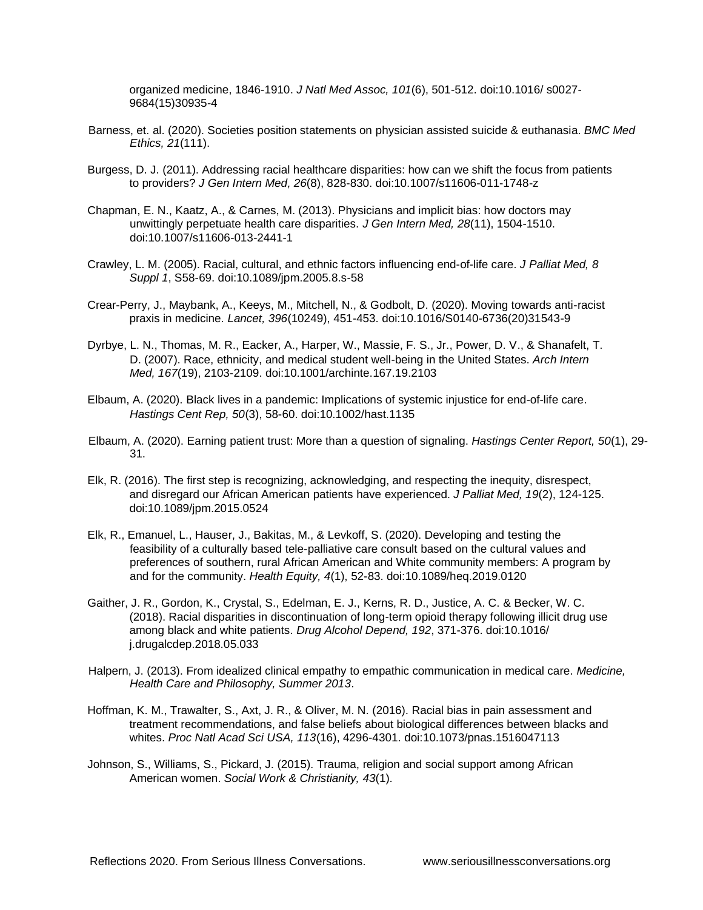organized medicine, 1846-1910. *J Natl Med Assoc, 101*(6), 501-512. doi:10.1016/ s0027-9684(15)30935-4

Barness, et. al. (2020). Societies position statements on physician assisted suicide & euthanasia. *BMC Med Ethics, 21*(111).

Burgess, D. J. (2011). Addressing racial healthcare disparities: how can we shift the focus from patients to providers? *J Gen Intern Med, 26*(8), 828-830. doi:10.1007/s11606-011-1748-z

Chapman, E. N., Kaatz, A., & Carnes, M. (2013). Physicians and implicit bias: how doctors may unwittingly perpetuate health care disparities. *J Gen Intern Med, 28*(11), 1504-1510. doi:10.1007/s11606-013-2441-1

Crawley, L. M. (2005). Racial, cultural, and ethnic factors influencing end-of-life care. *J Palliat Med, 8 Suppl 1*, S58-69. doi:10.1089/jpm.2005.8.s-58

Crear-Perry, J., Maybank, A., Keeys, M., Mitchell, N., & Godbolt, D. (2020). Moving towards anti-racist praxis in medicine. *Lancet, 396*(10249), 451-453. doi:10.1016/S0140-6736(20)31543-9

Dyrbye, L. N., Thomas, M. R., Eacker, A., Harper, W., Massie, F. S., Jr., Power, D. V., & Shanafelt, T. D. (2007). Race, ethnicity, and medical student well-being in the United States. *Arch Intern Med, 167*(19), 2103-2109. doi:10.1001/archinte.167.19.2103

Elbaum, A. (2020). Black lives in a pandemic: Implications of systemic injustice for end-of-life care. *Hastings Cent Rep, 50*(3), 58-60. doi:10.1002/hast.1135

Elbaum, A. (2020). Earning patient trust: More than a question of signaling. *Hastings Center Report, 50*(1), 29-31.

Elk, R. (2016). The first step is recognizing, acknowledging, and respecting the inequity, disrespect, and disregard our African American patients have experienced. *J Palliat Med, 19*(2), 124-125. doi:10.1089/jpm.2015.0524

Elk, R., Emanuel, L., Hauser, J., Bakitas, M., & Levkoff, S. (2020). Developing and testing the feasibility of a culturally based tele-palliative care consult based on the cultural values and preferences of southern, rural African American and White community members: A program by and for the community. *Health Equity, 4*(1), 52-83. doi:10.1089/heq.2019.0120

Gaither, J. R., Gordon, K., Crystal, S., Edelman, E. J., Kerns, R. D., Justice, A. C. & Becker, W. C. (2018). Racial disparities in discontinuation of long-term opioid therapy following illicit drug use among black and white patients. *Drug Alcohol Depend, 192*, 371-376. doi:10.1016/ j.drugalcdep.2018.05.033

Halpern, J. (2013). From idealized clinical empathy to empathic communication in medical care. *Medicine, Health Care and Philosophy, Summer 2013*.

Hoffman, K. M., Trawalter, S., Axt, J. R., & Oliver, M. N. (2016). Racial bias in pain assessment and treatment recommendations, and false beliefs about biological differences between blacks and whites. *Proc Natl Acad Sci USA, 113*(16), 4296-4301. doi:10.1073/pnas.1516047113

Johnson, S., Williams, S., Pickard, J. (2015). Trauma, religion and social support among African American women. *Social Work & Christianity, 43*(1).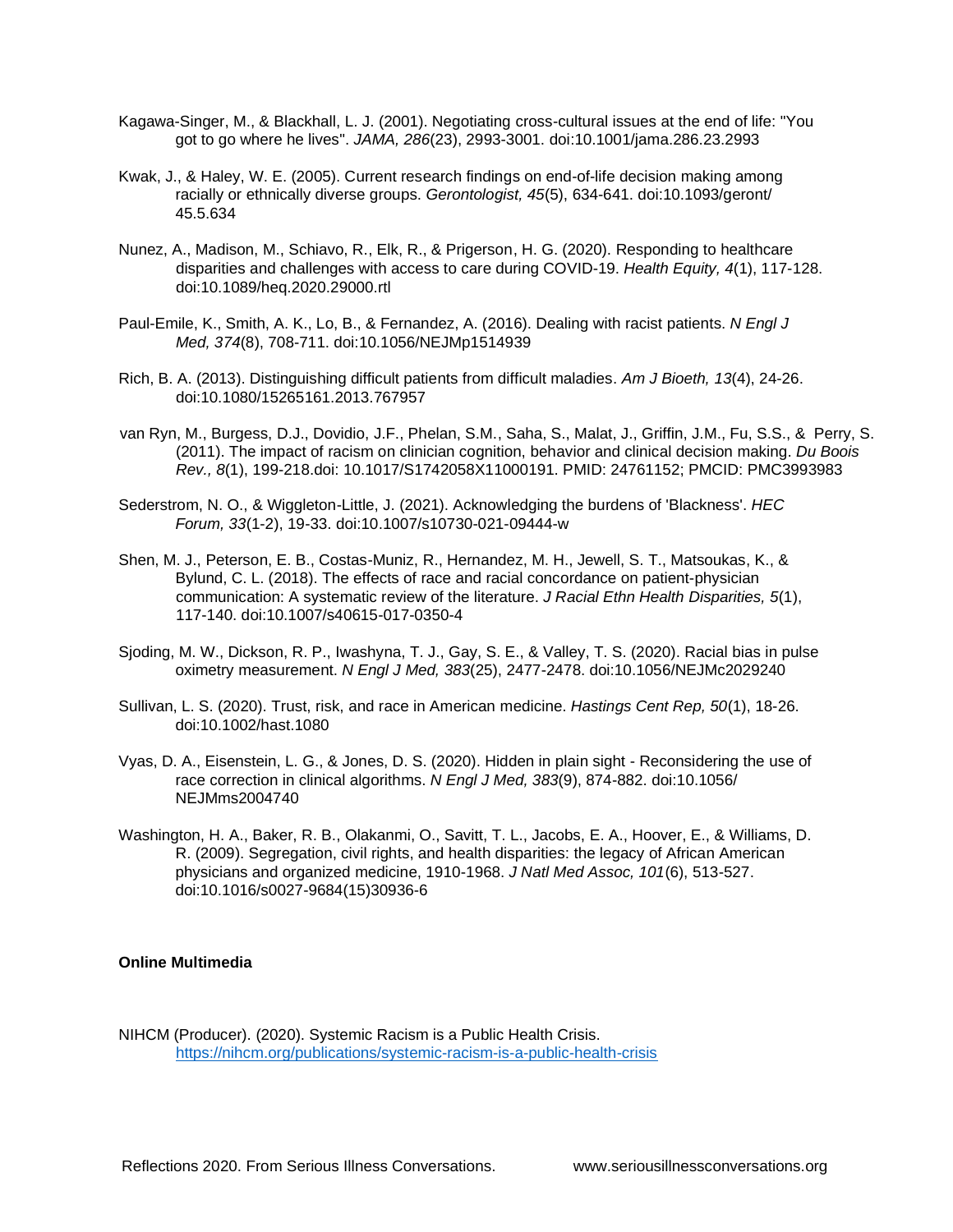Kagawa-Singer, M., & Blackhall, L. J. (2001). Negotiating cross-cultural issues at the end of life: "You got to go where he lives". *JAMA, 286*(23), 2993-3001. doi:10.1001/jama.286.23.2993

Kwak, J., & Haley, W. E. (2005). Current research findings on end-of-life decision making among racially or ethnically diverse groups. *Gerontologist, 45*(5), 634-641. doi:10.1093/geront/45.5.634

Nunez, A., Madison, M., Schiavo, R., Elk, R., & Prigerson, H. G. (2020). Responding to healthcare disparities and challenges with access to care during COVID-19. *Health Equity, 4*(1), 117-128. doi:10.1089/heq.2020.29000.rtl

Paul-Emile, K., Smith, A. K., Lo, B., & Fernandez, A. (2016). Dealing with racist patients. *N Engl J Med, 374*(8), 708-711. doi:10.1056/NEJMp1514939

Rich, B. A. (2013). Distinguishing difficult patients from difficult maladies. *Am J Bioeth, 13*(4), 24-26. doi:10.1080/15265161.2013.767957

van Ryn, M., Burgess, D.J., Dovidio, J.F., Phelan, S.M., Saha, S., Malat, J., Griffin, J.M., Fu, S.S., & Perry, S. (2011). The impact of racism on clinician cognition, behavior and clinical decision making. *Du Boois Rev., 8*(1), 199-218.doi: 10.1017/S1742058X11000191. PMID: 24761152; PMCID: PMC3993983

Sederstrom, N. O., & Wiggleton-Little, J. (2021). Acknowledging the burdens of 'Blackness'. *HEC Forum, 33*(1-2), 19-33. doi:10.1007/s10730-021-09444-w

Shen, M. J., Peterson, E. B., Costas-Muniz, R., Hernandez, M. H., Jewell, S. T., Matsoukas, K., & Bylund, C. L. (2018). The effects of race and racial concordance on patient-physician communication: A systematic review of the literature. *J Racial Ethn Health Disparities, 5*(1), 117-140. doi:10.1007/s40615-017-0350-4

Sjoding, M. W., Dickson, R. P., Iwashyna, T. J., Gay, S. E., & Valley, T. S. (2020). Racial bias in pulse oximetry measurement. *N Engl J Med, 383*(25), 2477-2478. doi:10.1056/NEJMc2029240

Sullivan, L. S. (2020). Trust, risk, and race in American medicine. *Hastings Cent Rep, 50*(1), 18-26. doi:10.1002/hast.1080

Vyas, D. A., Eisenstein, L. G., & Jones, D. S. (2020). Hidden in plain sight - Reconsidering the use of race correction in clinical algorithms. *N Engl J Med, 383*(9), 874-882. doi:10.1056/NEJMms2004740

Washington, H. A., Baker, R. B., Olakanmi, O., Savitt, T. L., Jacobs, E. A., Hoover, E., & Williams, D. R. (2009). Segregation, civil rights, and health disparities: the legacy of African American physicians and organized medicine, 1910-1968. *J Natl Med Assoc, 101*(6), 513-527. doi:10.1016/s0027-9684(15)30936-6

**Online Multimedia**

NIHCM (Producer). (2020). Systemic Racism is a Public Health Crisis. https://nihcm.org/publications/systemic-racism-is-a-public-health-crisis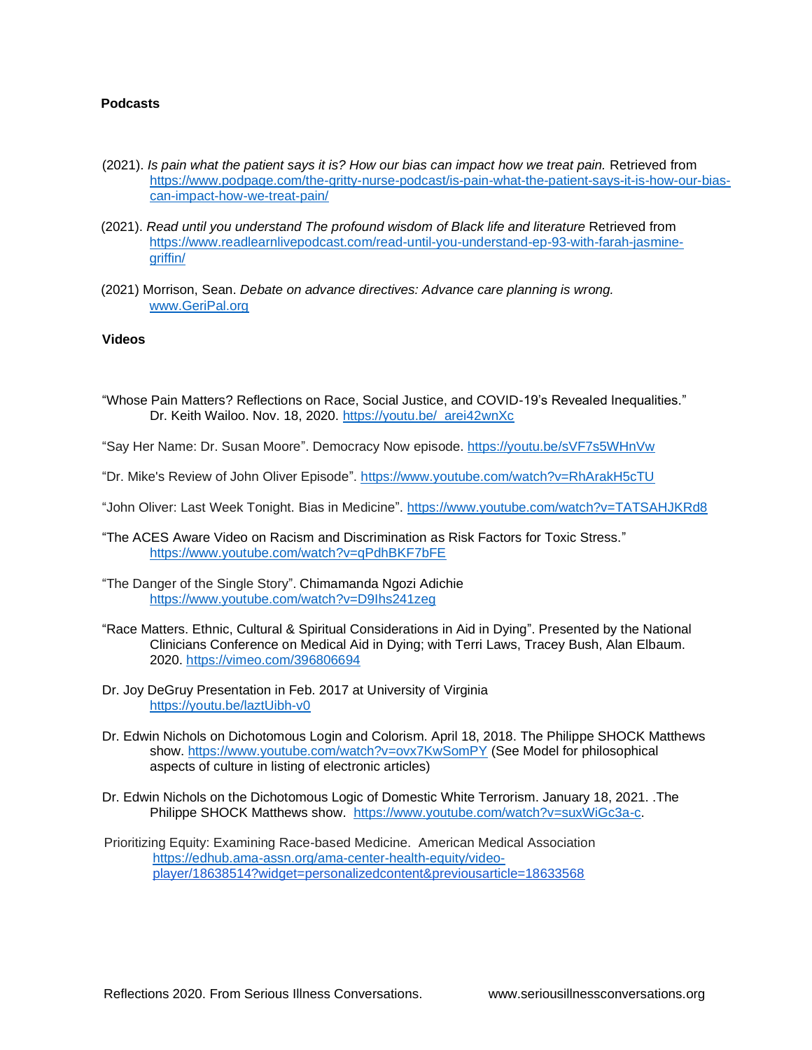**Podcasts**

(2021). *Is pain what the patient says it is? How our bias can impact how we treat pain.* Retrieved from https://www.podpage.com/the-gritty-nurse-podcast/is-pain-what-the-patient-says-it-is-how-our-bias-can-impact-how-we-treat-pain/

(2021). *Read until you understand The profound wisdom of Black life and literature* Retrieved from https://www.readlearnlivepodcast.com/read-until-you-understand-ep-93-with-farah-jasmine-griffin/

(2021) Morrison, Sean. *Debate on advance directives: Advance care planning is wrong.* www.GeriPal.org

**Videos**

"Whose Pain Matters? Reflections on Race, Social Justice, and COVID-19's Revealed Inequalities." Dr. Keith Wailoo. Nov. 18, 2020. https://youtu.be/_arei42wnXc

"Say Her Name: Dr. Susan Moore". Democracy Now episode. https://youtu.be/sVF7s5WHnVw

"Dr. Mike's Review of John Oliver Episode". https://www.youtube.com/watch?v=RhArakH5cTU

"John Oliver: Last Week Tonight. Bias in Medicine". https://www.youtube.com/watch?v=TATSAHJKRd8

"The ACES Aware Video on Racism and Discrimination as Risk Factors for Toxic Stress." https://www.youtube.com/watch?v=qPdhBKF7bFE

"The Danger of the Single Story". Chimamanda Ngozi Adichie https://www.youtube.com/watch?v=D9Ihs241zeg

"Race Matters. Ethnic, Cultural & Spiritual Considerations in Aid in Dying". Presented by the National Clinicians Conference on Medical Aid in Dying; with Terri Laws, Tracey Bush, Alan Elbaum. 2020. https://vimeo.com/396806694

Dr. Joy DeGruy Presentation in Feb. 2017 at University of Virginia https://youtu.be/laztUibh-v0

Dr. Edwin Nichols on Dichotomous Login and Colorism. April 18, 2018. The Philippe SHOCK Matthews show. https://www.youtube.com/watch?v=ovx7KwSomPY (See Model for philosophical aspects of culture in listing of electronic articles)

Dr. Edwin Nichols on the Dichotomous Logic of Domestic White Terrorism. January 18, 2021. .The Philippe SHOCK Matthews show. https://www.youtube.com/watch?v=suxWiGc3a-c.

Prioritizing Equity: Examining Race-based Medicine. American Medical Association https://edhub.ama-assn.org/ama-center-health-equity/video-player/18638514?widget=personalizedcontent&previousarticle=18633568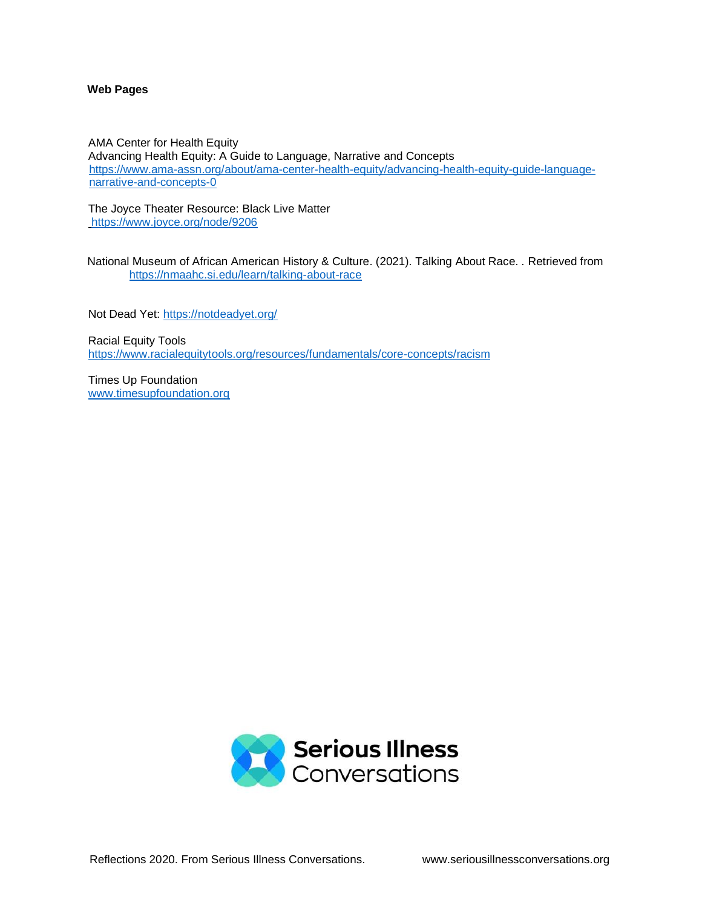**Web Pages**

AMA Center for Health Equity
Advancing Health Equity: A Guide to Language, Narrative and Concepts
https://www.ama-assn.org/about/ama-center-health-equity/advancing-health-equity-guide-language-narrative-and-concepts-0

The Joyce Theater Resource: Black Live Matter
https://www.joyce.org/node/9206

National Museum of African American History & Culture. (2021). Talking About Race. . Retrieved from https://nmaahc.si.edu/learn/talking-about-race

Not Dead Yet: https://notdeadyet.org/

Racial Equity Tools
https://www.racialequitytools.org/resources/fundamentals/core-concepts/racism

Times Up Foundation
www.timesupfoundation.org

Serious Illness Conversations